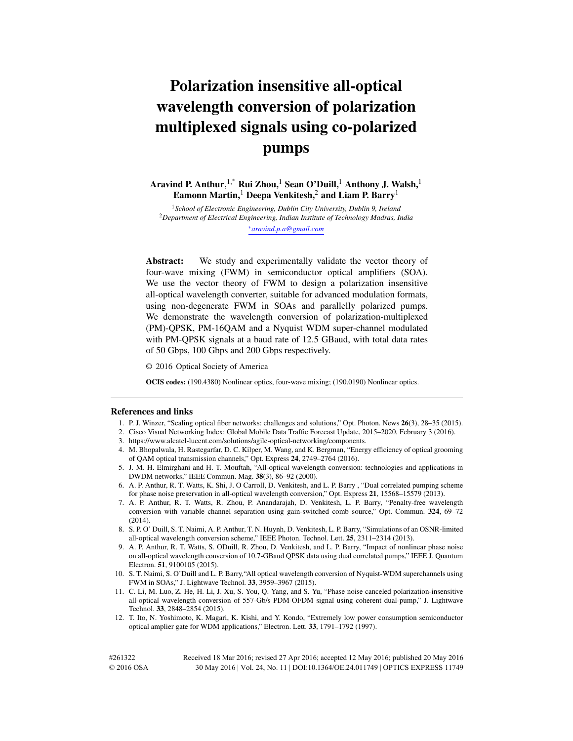# Polarization insensitive all-optical wavelength conversion of polarization multiplexed signals using co-polarized pumps

**Aravind P. Anthur,[1,*] Rui Zhou,[1] Sean O'Duill,[1] Anthony J. Walsh,[1] Eamonn Martin,[1] Deepa Venkitesh,[2] and Liam P. Barry[1]**

[1] *School of Electronic Engineering, Dublin City University, Dublin 9, Ireland*
[2] *Department of Electrical Engineering, Indian Institute of Technology Madras, India*
[*] *aravind.p.a@gmail.com*

**Abstract:** We study and experimentally validate the vector theory of four-wave mixing (FWM) in semiconductor optical amplifiers (SOA). We use the vector theory of FWM to design a polarization insensitive all-optical wavelength converter, suitable for advanced modulation formats, using non-degenerate FWM in SOAs and parallelly polarized pumps. We demonstrate the wavelength conversion of polarization-multiplexed (PM)-QPSK, PM-16QAM and a Nyquist WDM super-channel modulated with PM-QPSK signals at a baud rate of 12.5 GBaud, with total data rates of 50 Gbps, 100 Gbps and 200 Gbps respectively.

© 2016 Optical Society of America

**OCIS codes:** (190.4380) Nonlinear optics, four-wave mixing; (190.0190) Nonlinear optics.

## References and links

1. P. J. Winzer, "Scaling optical fiber networks: challenges and solutions," Opt. Photon. News **26**(3), 28–35 (2015).
2. Cisco Visual Networking Index: Global Mobile Data Traffic Forecast Update, 2015–2020, February 3 (2016).
3. https://www.alcatel-lucent.com/solutions/agile-optical-networking/components.
4. M. Bhopalwala, H. Rastegarfar, D. C. Kilper, M. Wang, and K. Bergman, "Energy efficiency of optical grooming of QAM optical transmission channels," Opt. Express **24**, 2749–2764 (2016).
5. J. M. H. Elmirghani and H. T. Mouftah, "All-optical wavelength conversion: technologies and applications in DWDM networks," IEEE Commun. Mag. **38**(3), 86–92 (2000).
6. A. P. Anthur, R. T. Watts, K. Shi, J. O Carroll, D. Venkitesh, and L. P. Barry , "Dual correlated pumping scheme for phase noise preservation in all-optical wavelength conversion," Opt. Express **21**, 15568–15579 (2013).
7. A. P. Anthur, R. T. Watts, R. Zhou, P. Anandarajah, D. Venkitesh, L. P. Barry, "Penalty-free wavelength conversion with variable channel separation using gain-switched comb source," Opt. Commun. **324**, 69–72 (2014).
8. S. P. O' Duill, S. T. Naimi, A. P. Anthur, T. N. Huynh, D. Venkitesh, L. P. Barry, "Simulations of an OSNR-limited all-optical wavelength conversion scheme," IEEE Photon. Technol. Lett. **25**, 2311–2314 (2013).
9. A. P. Anthur, R. T. Watts, S. ODuill, R. Zhou, D. Venkitesh, and L. P. Barry, "Impact of nonlinear phase noise on all-optical wavelength conversion of 10.7-GBaud QPSK data using dual correlated pumps," IEEE J. Quantum Electron. **51**, 9100105 (2015).
10. S. T. Naimi, S. O'Duill and L. P. Barry,"All optical wavelength conversion of Nyquist-WDM superchannels using FWM in SOAs," J. Lightwave Technol. **33**, 3959–3967 (2015).
11. C. Li, M. Luo, Z. He, H. Li, J. Xu, S. You, Q. Yang, and S. Yu, "Phase noise canceled polarization-insensitive all-optical wavelength conversion of 557-Gb/s PDM-OFDM signal using coherent dual-pump," J. Lightwave Technol. **33**, 2848–2854 (2015).
12. T. Ito, N. Yoshimoto, K. Magari, K. Kishi, and Y. Kondo, "Extremely low power consumption semiconductor optical amplier gate for WDM applications," Electron. Lett. **33**, 1791–1792 (1997).

#261322 Received 18 Mar 2016; revised 27 Apr 2016; accepted 12 May 2016; published 20 May 2016
© 2016 OSA 30 May 2016 | Vol. 24, No. 11 | DOI:10.1364/OE.24.011749 | OPTICS EXPRESS 11749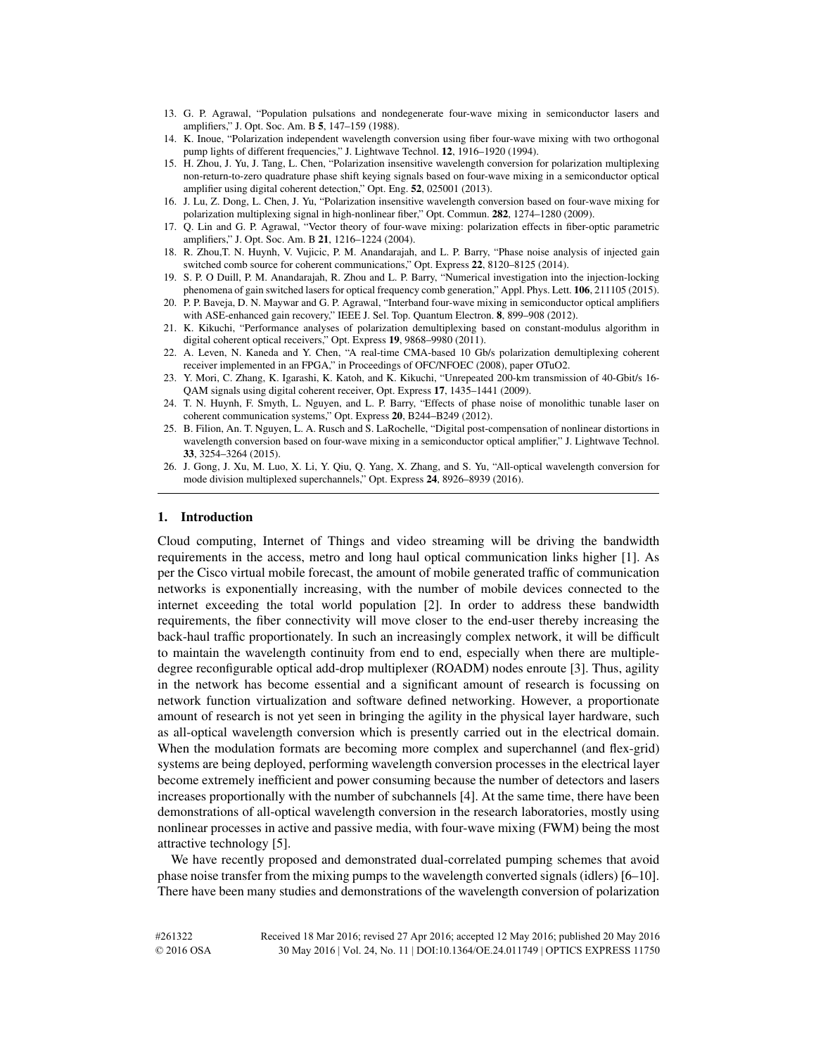13. G. P. Agrawal, "Population pulsations and nondegenerate four-wave mixing in semiconductor lasers and amplifiers," J. Opt. Soc. Am. B **5**, 147–159 (1988).
14. K. Inoue, "Polarization independent wavelength conversion using fiber four-wave mixing with two orthogonal pump lights of different frequencies," J. Lightwave Technol. **12**, 1916–1920 (1994).
15. H. Zhou, J. Yu, J. Tang, L. Chen, "Polarization insensitive wavelength conversion for polarization multiplexing non-return-to-zero quadrature phase shift keying signals based on four-wave mixing in a semiconductor optical amplifier using digital coherent detection," Opt. Eng. **52**, 025001 (2013).
16. J. Lu, Z. Dong, L. Chen, J. Yu, "Polarization insensitive wavelength conversion based on four-wave mixing for polarization multiplexing signal in high-nonlinear fiber," Opt. Commun. **282**, 1274–1280 (2009).
17. Q. Lin and G. P. Agrawal, "Vector theory of four-wave mixing: polarization effects in fiber-optic parametric amplifiers," J. Opt. Soc. Am. B **21**, 1216–1224 (2004).
18. R. Zhou,T. N. Huynh, V. Vujicic, P. M. Anandarajah, and L. P. Barry, "Phase noise analysis of injected gain switched comb source for coherent communications," Opt. Express **22**, 8120–8125 (2014).
19. S. P. O Duill, P. M. Anandarajah, R. Zhou and L. P. Barry, "Numerical investigation into the injection-locking phenomena of gain switched lasers for optical frequency comb generation," Appl. Phys. Lett. **106**, 211105 (2015).
20. P. P. Baveja, D. N. Maywar and G. P. Agrawal, "Interband four-wave mixing in semiconductor optical amplifiers with ASE-enhanced gain recovery," IEEE J. Sel. Top. Quantum Electron. **8**, 899–908 (2012).
21. K. Kikuchi, "Performance analyses of polarization demultiplexing based on constant-modulus algorithm in digital coherent optical receivers," Opt. Express **19**, 9868–9980 (2011).
22. A. Leven, N. Kaneda and Y. Chen, "A real-time CMA-based 10 Gb/s polarization demultiplexing coherent receiver implemented in an FPGA," in Proceedings of OFC/NFOEC (2008), paper OTuO2.
23. Y. Mori, C. Zhang, K. Igarashi, K. Katoh, and K. Kikuchi, "Unrepeated 200-km transmission of 40-Gbit/s 16-QAM signals using digital coherent receiver, Opt. Express **17**, 1435–1441 (2009).
24. T. N. Huynh, F. Smyth, L. Nguyen, and L. P. Barry, "Effects of phase noise of monolithic tunable laser on coherent communication systems," Opt. Express **20**, B244–B249 (2012).
25. B. Filion, An. T. Nguyen, L. A. Rusch and S. LaRochelle, "Digital post-compensation of nonlinear distortions in wavelength conversion based on four-wave mixing in a semiconductor optical amplifier," J. Lightwave Technol. **33**, 3254–3264 (2015).
26. J. Gong, J. Xu, M. Luo, X. Li, Y. Qiu, Q. Yang, X. Zhang, and S. Yu, "All-optical wavelength conversion for mode division multiplexed superchannels," Opt. Express **24**, 8926–8939 (2016).

## 1. Introduction

Cloud computing, Internet of Things and video streaming will be driving the bandwidth requirements in the access, metro and long haul optical communication links higher [1]. As per the Cisco virtual mobile forecast, the amount of mobile generated traffic of communication networks is exponentially increasing, with the number of mobile devices connected to the internet exceeding the total world population [2]. In order to address these bandwidth requirements, the fiber connectivity will move closer to the end-user thereby increasing the back-haul traffic proportionately. In such an increasingly complex network, it will be difficult to maintain the wavelength continuity from end to end, especially when there are multiple-degree reconfigurable optical add-drop multiplexer (ROADM) nodes enroute [3]. Thus, agility in the network has become essential and a significant amount of research is focussing on network function virtualization and software defined networking. However, a proportionate amount of research is not yet seen in bringing the agility in the physical layer hardware, such as all-optical wavelength conversion which is presently carried out in the electrical domain. When the modulation formats are becoming more complex and superchannel (and flex-grid) systems are being deployed, performing wavelength conversion processes in the electrical layer become extremely inefficient and power consuming because the number of detectors and lasers increases proportionally with the number of subchannels [4]. At the same time, there have been demonstrations of all-optical wavelength conversion in the research laboratories, mostly using nonlinear processes in active and passive media, with four-wave mixing (FWM) being the most attractive technology [5].

We have recently proposed and demonstrated dual-correlated pumping schemes that avoid phase noise transfer from the mixing pumps to the wavelength converted signals (idlers) [6–10]. There have been many studies and demonstrations of the wavelength conversion of polarization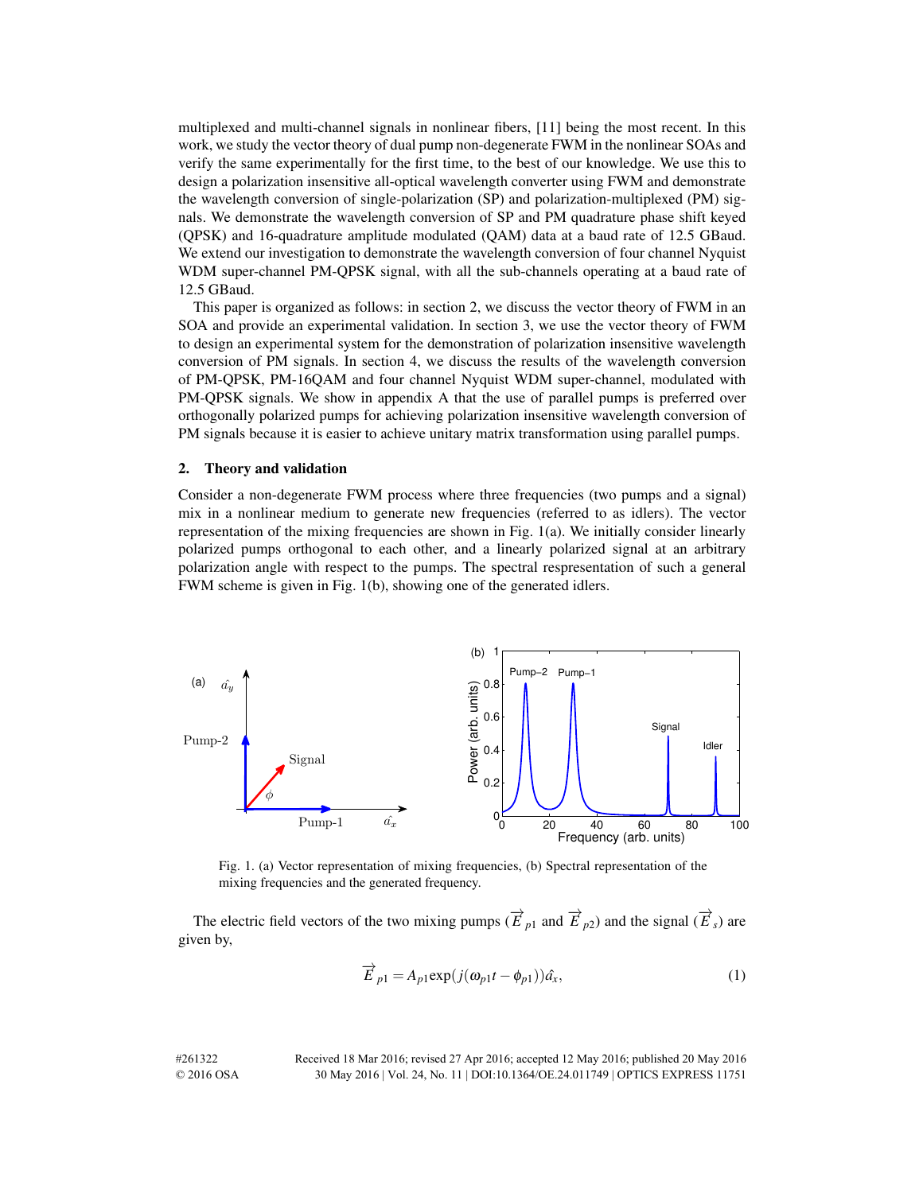multiplexed and multi-channel signals in nonlinear fibers, [11] being the most recent. In this work, we study the vector theory of dual pump non-degenerate FWM in the nonlinear SOAs and verify the same experimentally for the first time, to the best of our knowledge. We use this to design a polarization insensitive all-optical wavelength converter using FWM and demonstrate the wavelength conversion of single-polarization (SP) and polarization-multiplexed (PM) signals. We demonstrate the wavelength conversion of SP and PM quadrature phase shift keyed (QPSK) and 16-quadrature amplitude modulated (QAM) data at a baud rate of 12.5 GBaud. We extend our investigation to demonstrate the wavelength conversion of four channel Nyquist WDM super-channel PM-QPSK signal, with all the sub-channels operating at a baud rate of 12.5 GBaud.

This paper is organized as follows: in section 2, we discuss the vector theory of FWM in an SOA and provide an experimental validation. In section 3, we use the vector theory of FWM to design an experimental system for the demonstration of polarization insensitive wavelength conversion of PM signals. In section 4, we discuss the results of the wavelength conversion of PM-QPSK, PM-16QAM and four channel Nyquist WDM super-channel, modulated with PM-QPSK signals. We show in appendix A that the use of parallel pumps is preferred over orthogonally polarized pumps for achieving polarization insensitive wavelength conversion of PM signals because it is easier to achieve unitary matrix transformation using parallel pumps.

## 2. Theory and validation

Consider a non-degenerate FWM process where three frequencies (two pumps and a signal) mix in a nonlinear medium to generate new frequencies (referred to as idlers). The vector representation of the mixing frequencies are shown in Fig. 1(a). We initially consider linearly polarized pumps orthogonal to each other, and a linearly polarized signal at an arbitrary polarization angle with respect to the pumps. The spectral respresentation of such a general FWM scheme is given in Fig. 1(b), showing one of the generated idlers.

(a)
$\hat{a_y}$
Pump-2
Signal
$\phi$
Pump-1
$\hat{a_x}$

(b)
Pump−2
Pump−1
Signal
Idler
Power (arb. units)
Frequency (arb. units)
0
0.2
0.4
0.6
0.8
1
0
20
40
60
80
100

Fig. 1. (a) Vector representation of mixing frequencies, (b) Spectral representation of the mixing frequencies and the generated frequency.

The electric field vectors of the two mixing pumps ($\overrightarrow{E}_{p1}$ and $\overrightarrow{E}_{p2}$) and the signal ($\overrightarrow{E}_s$) are given by,

$$\overrightarrow{E}_{p1} = A_{p1}\exp(j(\omega_{p1}t - \phi_{p1}))\hat{a_x}, \tag{1}$$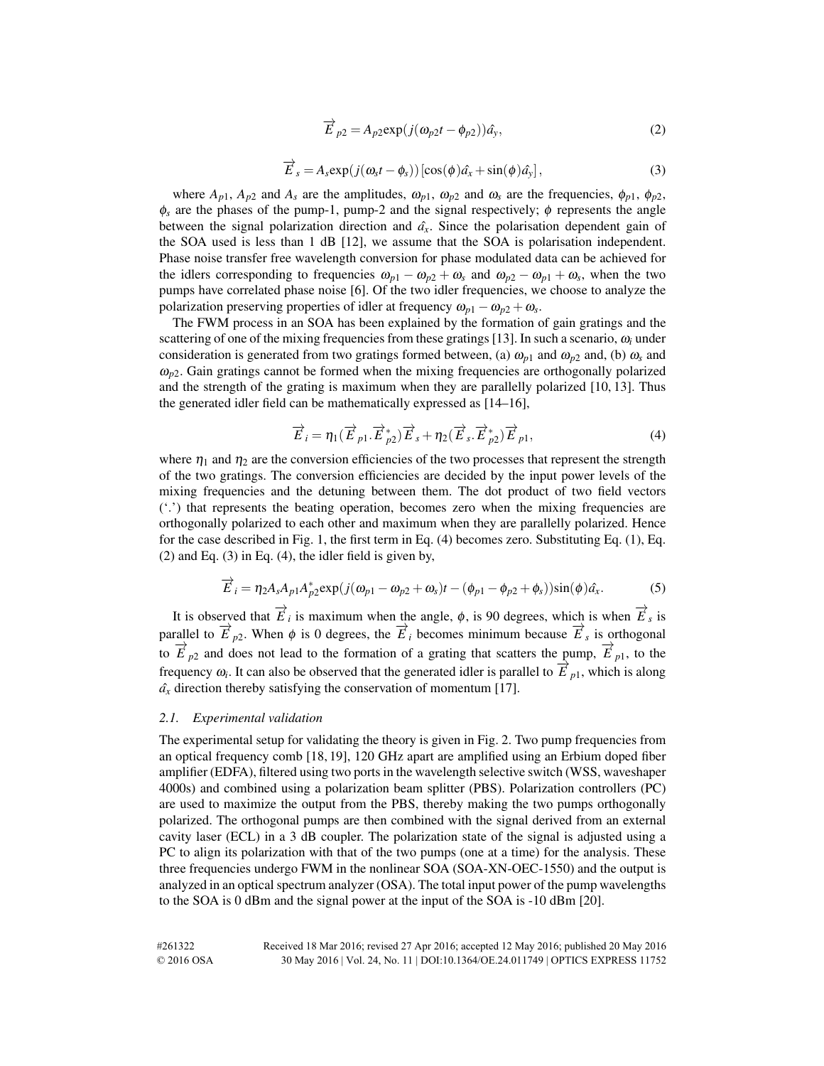$$\overrightarrow{E}_{p2} = A_{p2}\exp(j(\omega_{p2}t - \phi_{p2}))\hat{a_y}, \tag{2}$$

$$\overrightarrow{E}_{s} = A_{s}\exp(j(\omega_{s}t - \phi_{s}))\left[\cos(\phi)\hat{a_x} + \sin(\phi)\hat{a_y}\right], \tag{3}$$

where $A_{p1}$, $A_{p2}$ and $A_s$ are the amplitudes, $\omega_{p1}$, $\omega_{p2}$ and $\omega_s$ are the frequencies, $\phi_{p1}$, $\phi_{p2}$, $\phi_s$ are the phases of the pump-1, pump-2 and the signal respectively; $\phi$ represents the angle between the signal polarization direction and $\hat{a_x}$. Since the polarisation dependent gain of the SOA used is less than 1 dB [12], we assume that the SOA is polarisation independent. Phase noise transfer free wavelength conversion for phase modulated data can be achieved for the idlers corresponding to frequencies $\omega_{p1} - \omega_{p2} + \omega_s$ and $\omega_{p2} - \omega_{p1} + \omega_s$, when the two pumps have correlated phase noise [6]. Of the two idler frequencies, we choose to analyze the polarization preserving properties of idler at frequency $\omega_{p1} - \omega_{p2} + \omega_s$.

The FWM process in an SOA has been explained by the formation of gain gratings and the scattering of one of the mixing frequencies from these gratings [13]. In such a scenario, $\omega_i$ under consideration is generated from two gratings formed between, (a) $\omega_{p1}$ and $\omega_{p2}$ and, (b) $\omega_s$ and $\omega_{p2}$. Gain gratings cannot be formed when the mixing frequencies are orthogonally polarized and the strength of the grating is maximum when they are parallelly polarized [10, 13]. Thus the generated idler field can be mathematically expressed as [14–16],

$$\overrightarrow{E}_{i} = \eta_1(\overrightarrow{E}_{p1}.\overrightarrow{E}^{*}_{p2})\overrightarrow{E}_{s} + \eta_2(\overrightarrow{E}_{s}.\overrightarrow{E}^{*}_{p2})\overrightarrow{E}_{p1}, \tag{4}$$

where $\eta_1$ and $\eta_2$ are the conversion efficiencies of the two processes that represent the strength of the two gratings. The conversion efficiencies are decided by the input power levels of the mixing frequencies and the detuning between them. The dot product of two field vectors ('.') that represents the beating operation, becomes zero when the mixing frequencies are orthogonally polarized to each other and maximum when they are parallelly polarized. Hence for the case described in Fig. 1, the first term in Eq. (4) becomes zero. Substituting Eq. (1), Eq. (2) and Eq. (3) in Eq. (4), the idler field is given by,

$$\overrightarrow{E}_{i} = \eta_2 A_s A_{p1} A^{*}_{p2}\exp(j(\omega_{p1} - \omega_{p2} + \omega_s)t - (\phi_{p1} - \phi_{p2} + \phi_s))\sin(\phi)\hat{a_x}. \tag{5}$$

It is observed that $\overrightarrow{E}_{i}$ is maximum when the angle, $\phi$, is 90 degrees, which is when $\overrightarrow{E}_{s}$ is parallel to $\overrightarrow{E}_{p2}$. When $\phi$ is 0 degrees, the $\overrightarrow{E}_{i}$ becomes minimum because $\overrightarrow{E}_{s}$ is orthogonal to $\overrightarrow{E}_{p2}$ and does not lead to the formation of a grating that scatters the pump, $\overrightarrow{E}_{p1}$, to the frequency $\omega_i$. It can also be observed that the generated idler is parallel to $\overrightarrow{E}_{p1}$, which is along $\hat{a_x}$ direction thereby satisfying the conservation of momentum [17].

### *2.1. Experimental validation*

The experimental setup for validating the theory is given in Fig. 2. Two pump frequencies from an optical frequency comb [18, 19], 120 GHz apart are amplified using an Erbium doped fiber amplifier (EDFA), filtered using two ports in the wavelength selective switch (WSS, waveshaper 4000s) and combined using a polarization beam splitter (PBS). Polarization controllers (PC) are used to maximize the output from the PBS, thereby making the two pumps orthogonally polarized. The orthogonal pumps are then combined with the signal derived from an external cavity laser (ECL) in a 3 dB coupler. The polarization state of the signal is adjusted using a PC to align its polarization with that of the two pumps (one at a time) for the analysis. These three frequencies undergo FWM in the nonlinear SOA (SOA-XN-OEC-1550) and the output is analyzed in an optical spectrum analyzer (OSA). The total input power of the pump wavelengths to the SOA is 0 dBm and the signal power at the input of the SOA is -10 dBm [20].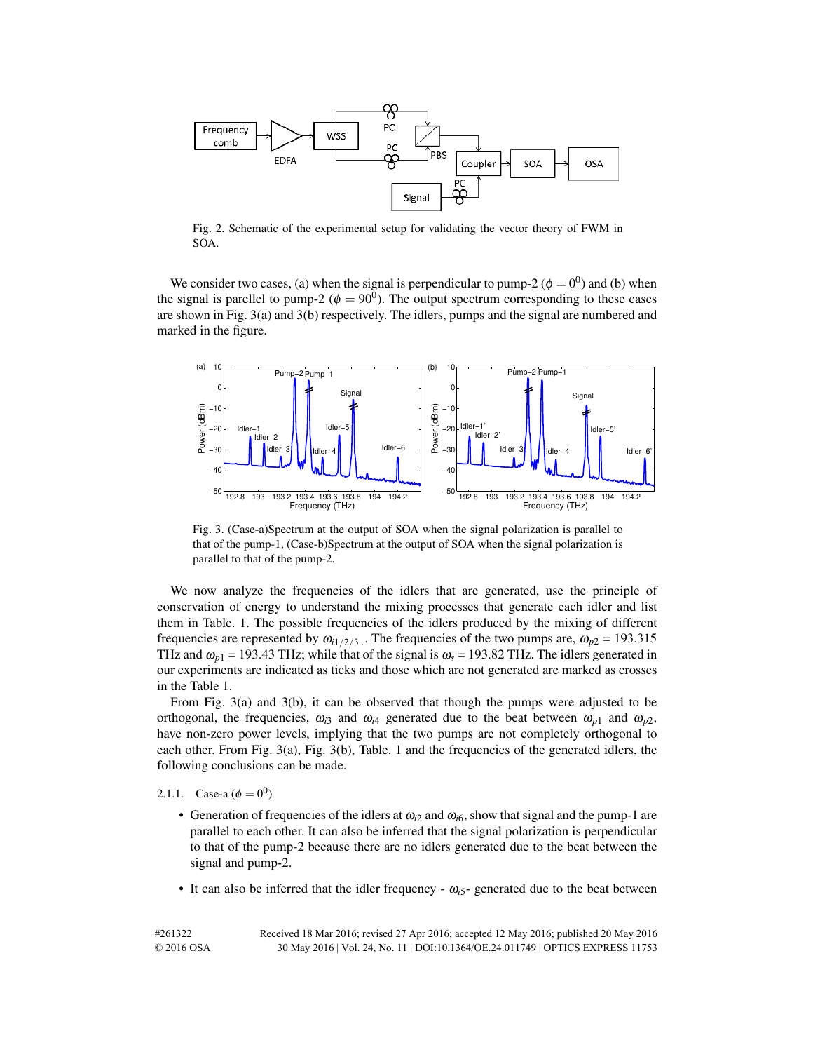Fig. 2. Schematic of the experimental setup for validating the vector theory of FWM in SOA.

We consider two cases, (a) when the signal is perpendicular to pump-2 ($\phi = 0^0$) and (b) when the signal is parellel to pump-2 ($\phi = 90^0$). The output spectrum corresponding to these cases are shown in Fig. 3(a) and 3(b) respectively. The idlers, pumps and the signal are numbered and marked in the figure.

Fig. 3. (Case-a)Spectrum at the output of SOA when the signal polarization is parallel to that of the pump-1, (Case-b)Spectrum at the output of SOA when the signal polarization is parallel to that of the pump-2.

We now analyze the frequencies of the idlers that are generated, use the principle of conservation of energy to understand the mixing processes that generate each idler and list them in Table. 1. The possible frequencies of the idlers produced by the mixing of different frequencies are represented by $\omega_{i1/2/3..}$. The frequencies of the two pumps are, $\omega_{p2}$ = 193.315 THz and $\omega_{p1}$ = 193.43 THz; while that of the signal is $\omega_s$ = 193.82 THz. The idlers generated in our experiments are indicated as ticks and those which are not generated are marked as crosses in the Table 1.

From Fig. 3(a) and 3(b), it can be observed that though the pumps were adjusted to be orthogonal, the frequencies, $\omega_{i3}$ and $\omega_{i4}$ generated due to the beat between $\omega_{p1}$ and $\omega_{p2}$, have non-zero power levels, implying that the two pumps are not completely orthogonal to each other. From Fig. 3(a), Fig. 3(b), Table. 1 and the frequencies of the generated idlers, the following conclusions can be made.

2.1.1. Case-a ($\phi = 0^0$)

- Generation of frequencies of the idlers at $\omega_{i2}$ and $\omega_{i6}$, show that signal and the pump-1 are parallel to each other. It can also be inferred that the signal polarization is perpendicular to that of the pump-2 because there are no idlers generated due to the beat between the signal and pump-2.
- It can also be inferred that the idler frequency - $\omega_{i5}$- generated due to the beat between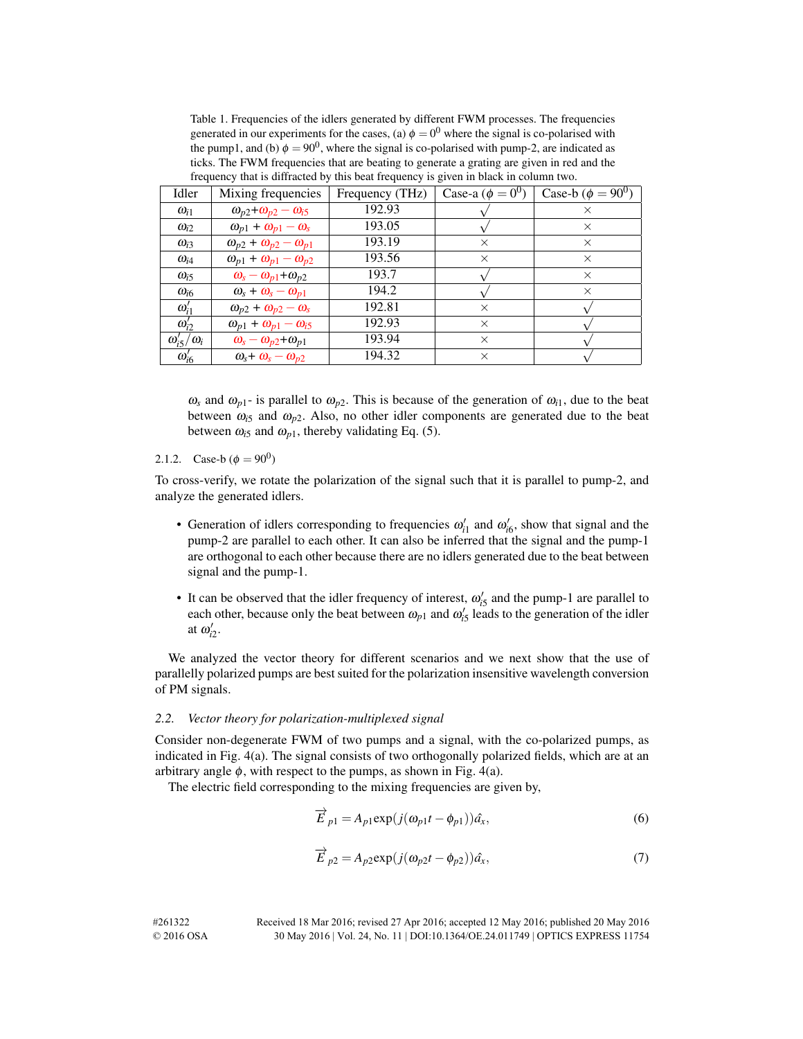Table 1. Frequencies of the idlers generated by different FWM processes. The frequencies generated in our experiments for the cases, (a) $\phi = 0^0$ where the signal is co-polarised with the pump1, and (b) $\phi = 90^0$, where the signal is co-polarised with pump-2, are indicated as ticks. The FWM frequencies that are beating to generate a grating are given in red and the frequency that is diffracted by this beat frequency is given in black in column two.

| Idler | Mixing frequencies | Frequency (THz) | Case-a ($\phi = 0^0$) | Case-b ($\phi = 90^0$) |
|---|---|---|---|---|
| $\omega_{i1}$ | $\omega_{p2}+\omega_{p2}-\omega_{i5}$ | 192.93 | √ | × |
| $\omega_{i2}$ | $\omega_{p1}+\omega_{p1}-\omega_{s}$ | 193.05 | √ | × |
| $\omega_{i3}$ | $\omega_{p2}+\omega_{p2}-\omega_{p1}$ | 193.19 | × | × |
| $\omega_{i4}$ | $\omega_{p1}+\omega_{p1}-\omega_{p2}$ | 193.56 | × | × |
| $\omega_{i5}$ | $\omega_{s}-\omega_{p1}+\omega_{p2}$ | 193.7 | √ | × |
| $\omega_{i6}$ | $\omega_{s}+\omega_{s}-\omega_{p1}$ | 194.2 | √ | × |
| $\omega'_{i1}$ | $\omega_{p2}+\omega_{p2}-\omega_{s}$ | 192.81 | × | √ |
| $\omega'_{i2}$ | $\omega_{p1}+\omega_{p1}-\omega_{i5}$ | 192.93 | × | √ |
| $\omega'_{i5}/\omega_{i}$ | $\omega_{s}-\omega_{p2}+\omega_{p1}$ | 193.94 | × | √ |
| $\omega'_{i6}$ | $\omega_{s}+\omega_{s}-\omega_{p2}$ | 194.32 | × | √ |

$\omega_s$ and $\omega_{p1}$- is parallel to $\omega_{p2}$. This is because of the generation of $\omega_{i1}$, due to the beat between $\omega_{i5}$ and $\omega_{p2}$. Also, no other idler components are generated due to the beat between $\omega_{i5}$ and $\omega_{p1}$, thereby validating Eq. (5).

#### 2.1.2. Case-b ($\phi = 90^0$)

To cross-verify, we rotate the polarization of the signal such that it is parallel to pump-2, and analyze the generated idlers.

- Generation of idlers corresponding to frequencies $\omega'_{i1}$ and $\omega'_{i6}$, show that signal and the pump-2 are parallel to each other. It can also be inferred that the signal and the pump-1 are orthogonal to each other because there are no idlers generated due to the beat between signal and the pump-1.
- It can be observed that the idler frequency of interest, $\omega'_{i5}$ and the pump-1 are parallel to each other, because only the beat between $\omega_{p1}$ and $\omega'_{i5}$ leads to the generation of the idler at $\omega'_{i2}$.

We analyzed the vector theory for different scenarios and we next show that the use of parallelly polarized pumps are best suited for the polarization insensitive wavelength conversion of PM signals.

### 2.2. *Vector theory for polarization-multiplexed signal*

Consider non-degenerate FWM of two pumps and a signal, with the co-polarized pumps, as indicated in Fig. 4(a). The signal consists of two orthogonally polarized fields, which are at an arbitrary angle $\phi$, with respect to the pumps, as shown in Fig. 4(a).

The electric field corresponding to the mixing frequencies are given by,

$$\vec{E}_{p1} = A_{p1}\exp(j(\omega_{p1}t - \phi_{p1}))\hat{a}_x, \tag{6}$$

$$\vec{E}_{p2} = A_{p2}\exp(j(\omega_{p2}t - \phi_{p2}))\hat{a}_x, \tag{7}$$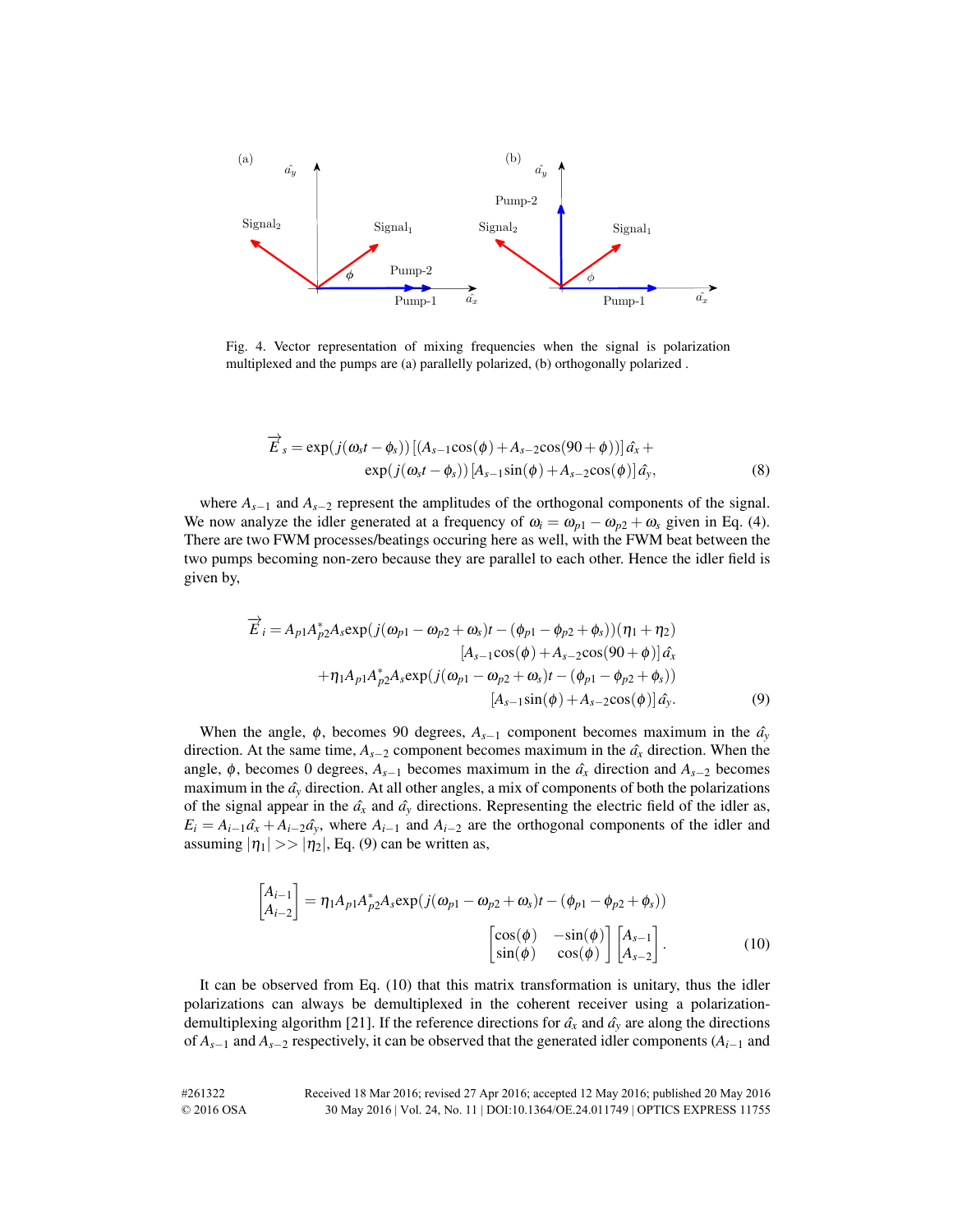Fig. 4. Vector representation of mixing frequencies when the signal is polarization multiplexed and the pumps are (a) parallelly polarized, (b) orthogonally polarized .

$$
\begin{aligned}
\overrightarrow{E}_s = \exp(j(\omega_s t - \phi_s))\left[(A_{s-1}\cos(\phi) + A_{s-2}\cos(90+\phi))\right]\hat{a_x} + \\
\exp(j(\omega_s t - \phi_s))\left[A_{s-1}\sin(\phi) + A_{s-2}\cos(\phi)\right]\hat{a_y},
\end{aligned}
\tag{8}
$$

where $A_{s-1}$ and $A_{s-2}$ represent the amplitudes of the orthogonal components of the signal. We now analyze the idler generated at a frequency of $\omega_i = \omega_{p1} - \omega_{p2} + \omega_s$ given in Eq. (4). There are two FWM processes/beatings occuring here as well, with the FWM beat between the two pumps becoming non-zero because they are parallel to each other. Hence the idler field is given by,

$$
\begin{aligned}
\overrightarrow{E}_i = A_{p1}A_{p2}^{*}A_s\exp(j(\omega_{p1} - \omega_{p2} + \omega_s)t - (\phi_{p1} - \phi_{p2} + \phi_s))(\eta_1 + \eta_2) \\
\left[A_{s-1}\cos(\phi) + A_{s-2}\cos(90+\phi)\right]\hat{a_x} \\
+\eta_1 A_{p1}A_{p2}^{*}A_s\exp(j(\omega_{p1} - \omega_{p2} + \omega_s)t - (\phi_{p1} - \phi_{p2} + \phi_s)) \\
\left[A_{s-1}\sin(\phi) + A_{s-2}\cos(\phi)\right]\hat{a_y}.
\end{aligned}
\tag{9}
$$

When the angle, $\phi$, becomes 90 degrees, $A_{s-1}$ component becomes maximum in the $\hat{a_y}$ direction. At the same time, $A_{s-2}$ component becomes maximum in the $\hat{a_x}$ direction. When the angle, $\phi$, becomes 0 degrees, $A_{s-1}$ becomes maximum in the $\hat{a_x}$ direction and $A_{s-2}$ becomes maximum in the $\hat{a_y}$ direction. At all other angles, a mix of components of both the polarizations of the signal appear in the $\hat{a_x}$ and $\hat{a_y}$ directions. Representing the electric field of the idler as, $E_i = A_{i-1}\hat{a_x} + A_{i-2}\hat{a_y}$, where $A_{i-1}$ and $A_{i-2}$ are the orthogonal components of the idler and assuming $|\eta_1| >> |\eta_2|$, Eq. (9) can be written as,

$$
\begin{bmatrix} A_{i-1} \\ A_{i-2} \end{bmatrix} = \eta_1 A_{p1}A_{p2}^{*}A_s\exp(j(\omega_{p1} - \omega_{p2} + \omega_s)t - (\phi_{p1} - \phi_{p2} + \phi_s))
\begin{bmatrix} \cos(\phi) & -\sin(\phi) \\ \sin(\phi) & \cos(\phi) \end{bmatrix}
\begin{bmatrix} A_{s-1} \\ A_{s-2} \end{bmatrix}.
\tag{10}
$$

It can be observed from Eq. (10) that this matrix transformation is unitary, thus the idler polarizations can always be demultiplexed in the coherent receiver using a polarization-demultiplexing algorithm [21]. If the reference directions for $\hat{a_x}$ and $\hat{a_y}$ are along the directions of $A_{s-1}$ and $A_{s-2}$ respectively, it can be observed that the generated idler components ($A_{i-1}$ and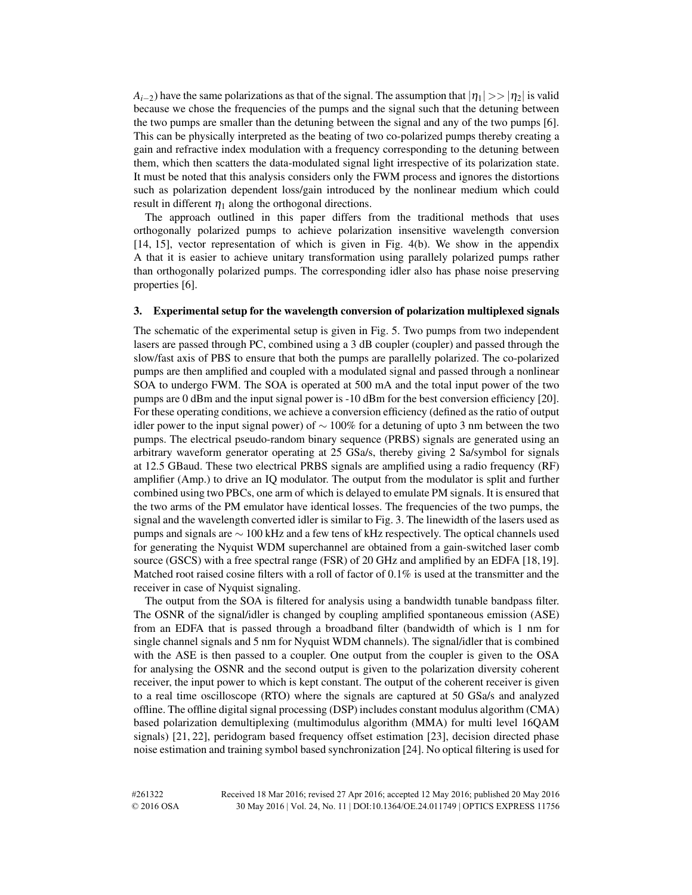$A_{i-2}$) have the same polarizations as that of the signal. The assumption that $|\eta_1| >> |\eta_2|$ is valid because we chose the frequencies of the pumps and the signal such that the detuning between the two pumps are smaller than the detuning between the signal and any of the two pumps [6]. This can be physically interpreted as the beating of two co-polarized pumps thereby creating a gain and refractive index modulation with a frequency corresponding to the detuning between them, which then scatters the data-modulated signal light irrespective of its polarization state. It must be noted that this analysis considers only the FWM process and ignores the distortions such as polarization dependent loss/gain introduced by the nonlinear medium which could result in different $\eta_1$ along the orthogonal directions.

The approach outlined in this paper differs from the traditional methods that uses orthogonally polarized pumps to achieve polarization insensitive wavelength conversion [14, 15], vector representation of which is given in Fig. 4(b). We show in the appendix A that it is easier to achieve unitary transformation using parallely polarized pumps rather than orthogonally polarized pumps. The corresponding idler also has phase noise preserving properties [6].

## 3. Experimental setup for the wavelength conversion of polarization multiplexed signals

The schematic of the experimental setup is given in Fig. 5. Two pumps from two independent lasers are passed through PC, combined using a 3 dB coupler (coupler) and passed through the slow/fast axis of PBS to ensure that both the pumps are parallelly polarized. The co-polarized pumps are then amplified and coupled with a modulated signal and passed through a nonlinear SOA to undergo FWM. The SOA is operated at 500 mA and the total input power of the two pumps are 0 dBm and the input signal power is -10 dBm for the best conversion efficiency [20]. For these operating conditions, we achieve a conversion efficiency (defined as the ratio of output idler power to the input signal power) of $\sim 100\%$ for a detuning of upto 3 nm between the two pumps. The electrical pseudo-random binary sequence (PRBS) signals are generated using an arbitrary waveform generator operating at 25 GSa/s, thereby giving 2 Sa/symbol for signals at 12.5 GBaud. These two electrical PRBS signals are amplified using a radio frequency (RF) amplifier (Amp.) to drive an IQ modulator. The output from the modulator is split and further combined using two PBCs, one arm of which is delayed to emulate PM signals. It is ensured that the two arms of the PM emulator have identical losses. The frequencies of the two pumps, the signal and the wavelength converted idler is similar to Fig. 3. The linewidth of the lasers used as pumps and signals are $\sim 100$ kHz and a few tens of kHz respectively. The optical channels used for generating the Nyquist WDM superchannel are obtained from a gain-switched laser comb source (GSCS) with a free spectral range (FSR) of 20 GHz and amplified by an EDFA [18, 19]. Matched root raised cosine filters with a roll of factor of 0.1% is used at the transmitter and the receiver in case of Nyquist signaling.

The output from the SOA is filtered for analysis using a bandwidth tunable bandpass filter. The OSNR of the signal/idler is changed by coupling amplified spontaneous emission (ASE) from an EDFA that is passed through a broadband filter (bandwidth of which is 1 nm for single channel signals and 5 nm for Nyquist WDM channels). The signal/idler that is combined with the ASE is then passed to a coupler. One output from the coupler is given to the OSA for analysing the OSNR and the second output is given to the polarization diversity coherent receiver, the input power to which is kept constant. The output of the coherent receiver is given to a real time oscilloscope (RTO) where the signals are captured at 50 GSa/s and analyzed offline. The offline digital signal processing (DSP) includes constant modulus algorithm (CMA) based polarization demultiplexing (multimodulus algorithm (MMA) for multi level 16QAM signals) [21, 22], peridogram based frequency offset estimation [23], decision directed phase noise estimation and training symbol based synchronization [24]. No optical filtering is used for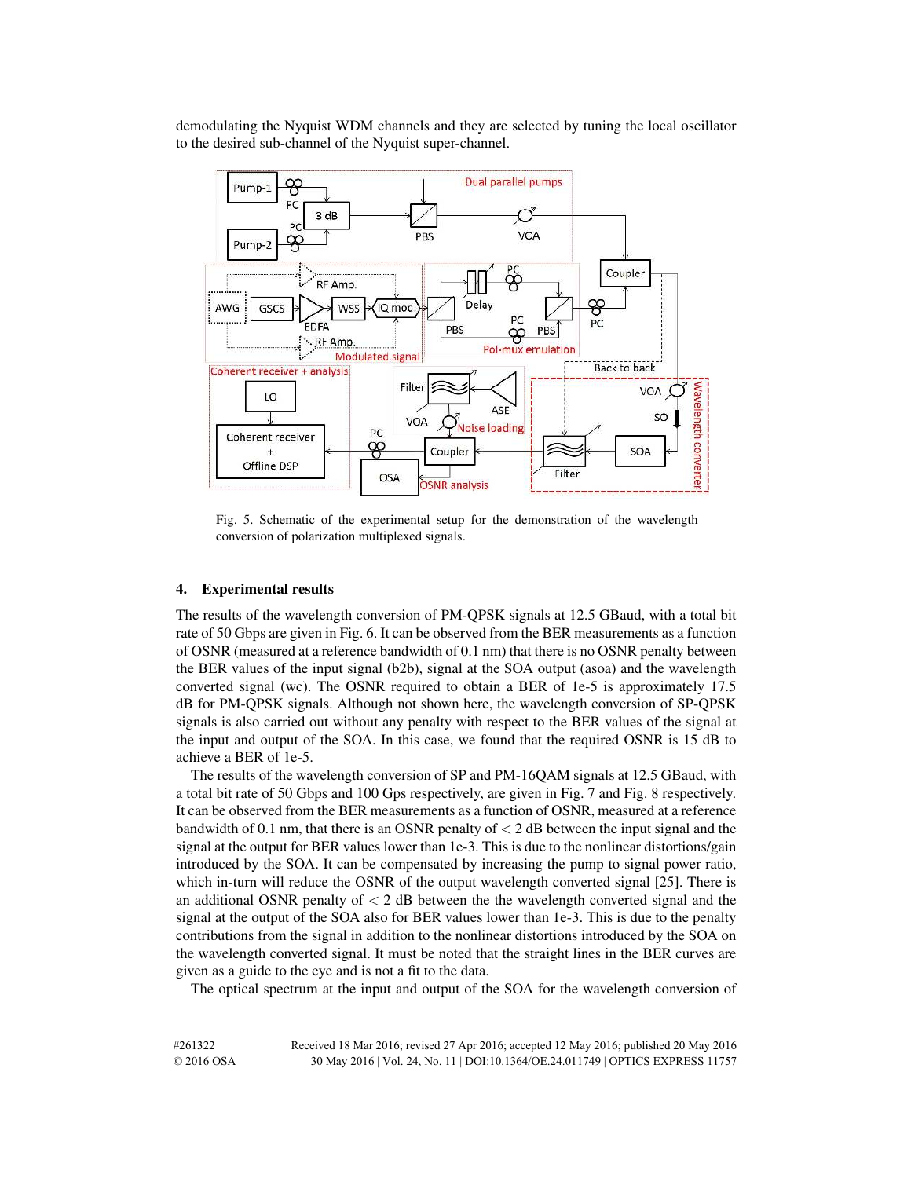demodulating the Nyquist WDM channels and they are selected by tuning the local oscillator to the desired sub-channel of the Nyquist super-channel.

Fig. 5. Schematic of the experimental setup for the demonstration of the wavelength conversion of polarization multiplexed signals.

## 4. Experimental results

The results of the wavelength conversion of PM-QPSK signals at 12.5 GBaud, with a total bit rate of 50 Gbps are given in Fig. 6. It can be observed from the BER measurements as a function of OSNR (measured at a reference bandwidth of 0.1 nm) that there is no OSNR penalty between the BER values of the input signal (b2b), signal at the SOA output (asoa) and the wavelength converted signal (wc). The OSNR required to obtain a BER of 1e-5 is approximately 17.5 dB for PM-QPSK signals. Although not shown here, the wavelength conversion of SP-QPSK signals is also carried out without any penalty with respect to the BER values of the signal at the input and output of the SOA. In this case, we found that the required OSNR is 15 dB to achieve a BER of 1e-5.

The results of the wavelength conversion of SP and PM-16QAM signals at 12.5 GBaud, with a total bit rate of 50 Gbps and 100 Gps respectively, are given in Fig. 7 and Fig. 8 respectively. It can be observed from the BER measurements as a function of OSNR, measured at a reference bandwidth of 0.1 nm, that there is an OSNR penalty of $< 2$ dB between the input signal and the signal at the output for BER values lower than 1e-3. This is due to the nonlinear distortions/gain introduced by the SOA. It can be compensated by increasing the pump to signal power ratio, which in-turn will reduce the OSNR of the output wavelength converted signal [25]. There is an additional OSNR penalty of $< 2$ dB between the the wavelength converted signal and the signal at the output of the SOA also for BER values lower than 1e-3. This is due to the penalty contributions from the signal in addition to the nonlinear distortions introduced by the SOA on the wavelength converted signal. It must be noted that the straight lines in the BER curves are given as a guide to the eye and is not a fit to the data.

The optical spectrum at the input and output of the SOA for the wavelength conversion of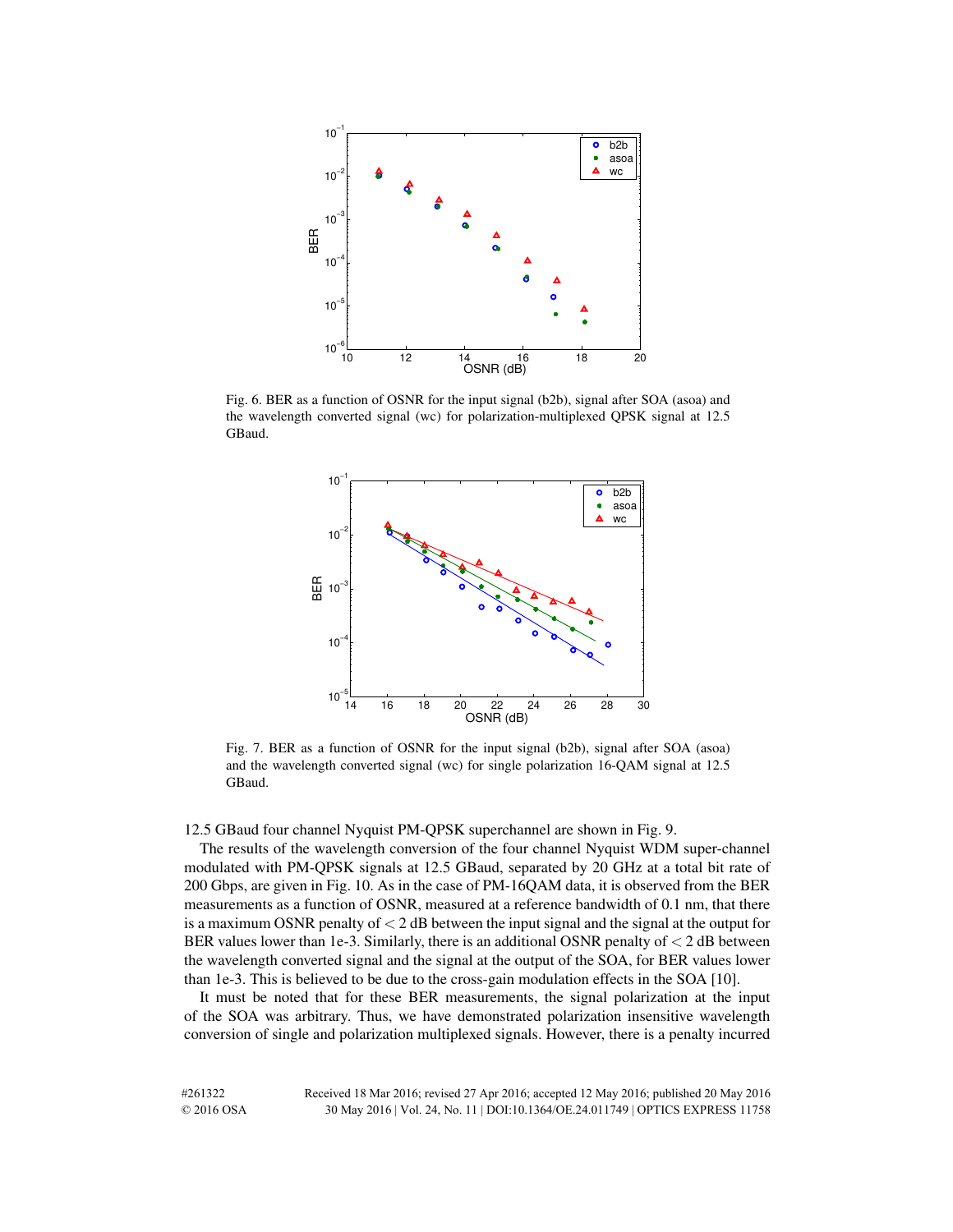$10^{-1}$

$10^{-2}$

$10^{-3}$

$10^{-4}$

$10^{-5}$

$10^{-6}$

BER

10 12 14 16 18 20

OSNR (dB)

b2b
asoa
wc

Fig. 6. BER as a function of OSNR for the input signal (b2b), signal after SOA (asoa) and the wavelength converted signal (wc) for polarization-multiplexed QPSK signal at 12.5 GBaud.

$10^{-1}$

$10^{-2}$

$10^{-3}$

$10^{-4}$

$10^{-5}$

BER

14 16 18 20 22 24 26 28 30

OSNR (dB)

b2b
asoa
wc

Fig. 7. BER as a function of OSNR for the input signal (b2b), signal after SOA (asoa) and the wavelength converted signal (wc) for single polarization 16-QAM signal at 12.5 GBaud.

12.5 GBaud four channel Nyquist PM-QPSK superchannel are shown in Fig. 9.

The results of the wavelength conversion of the four channel Nyquist WDM super-channel modulated with PM-QPSK signals at 12.5 GBaud, separated by 20 GHz at a total bit rate of 200 Gbps, are given in Fig. 10. As in the case of PM-16QAM data, it is observed from the BER measurements as a function of OSNR, measured at a reference bandwidth of 0.1 nm, that there is a maximum OSNR penalty of $< 2$ dB between the input signal and the signal at the output for BER values lower than 1e-3. Similarly, there is an additional OSNR penalty of $< 2$ dB between the wavelength converted signal and the signal at the output of the SOA, for BER values lower than 1e-3. This is believed to be due to the cross-gain modulation effects in the SOA [10].

It must be noted that for these BER measurements, the signal polarization at the input of the SOA was arbitrary. Thus, we have demonstrated polarization insensitive wavelength conversion of single and polarization multiplexed signals. However, there is a penalty incurred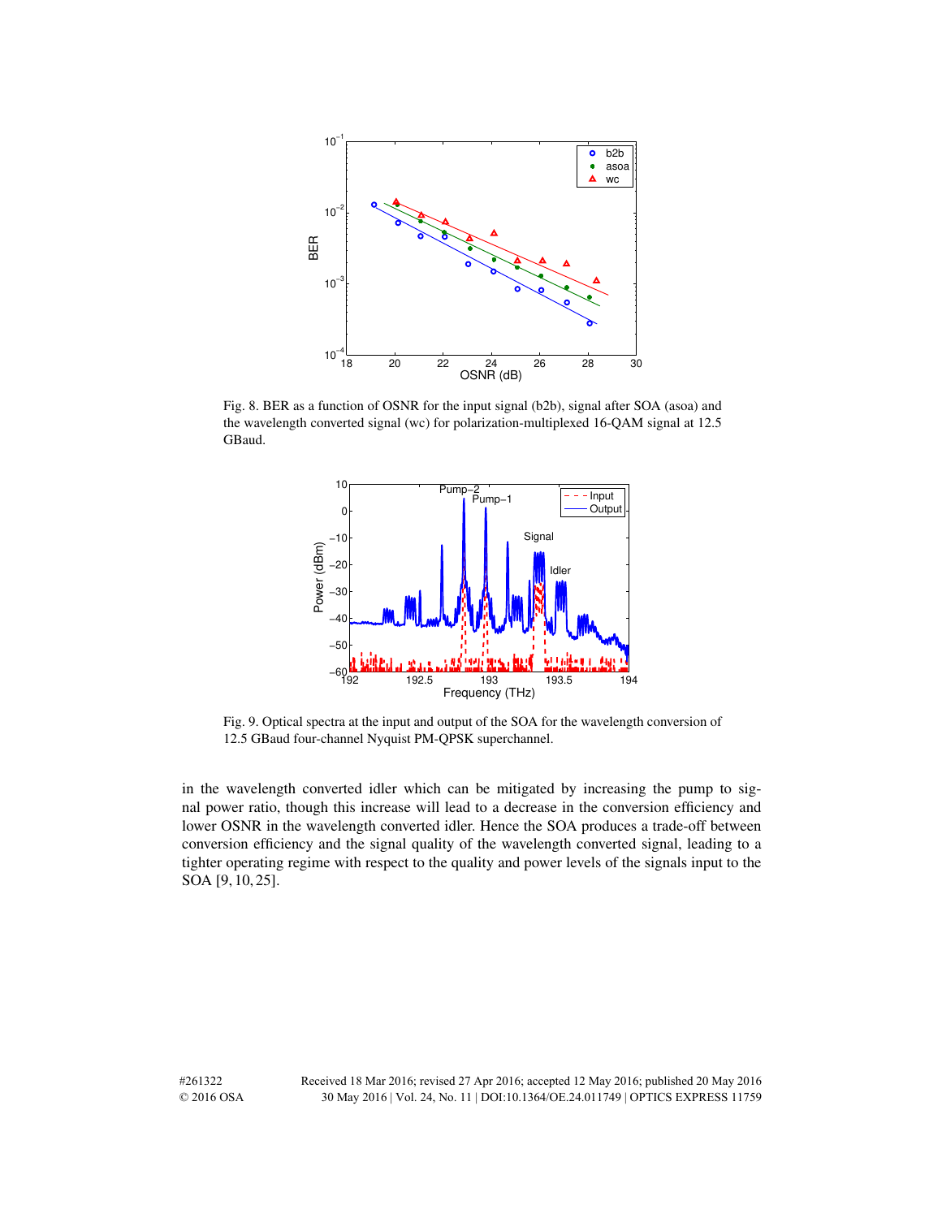BER

$10^{-1}$

$10^{-2}$

$10^{-3}$

$10^{-4}$

18 20 22 24 26 28 30

OSNR (dB)

b2b
asoa
wc

Fig. 8. BER as a function of OSNR for the input signal (b2b), signal after SOA (asoa) and the wavelength converted signal (wc) for polarization-multiplexed 16-QAM signal at 12.5 GBaud.

Power (dBm)

10
0
−10
−20
−30
−40
−50
−60

192 192.5 193 193.5 194

Frequency (THz)

Pump−2
Pump−1
Signal
Idler

Input
Output

Fig. 9. Optical spectra at the input and output of the SOA for the wavelength conversion of 12.5 GBaud four-channel Nyquist PM-QPSK superchannel.

in the wavelength converted idler which can be mitigated by increasing the pump to signal power ratio, though this increase will lead to a decrease in the conversion efficiency and lower OSNR in the wavelength converted idler. Hence the SOA produces a trade-off between conversion efficiency and the signal quality of the wavelength converted signal, leading to a tighter operating regime with respect to the quality and power levels of the signals input to the SOA [9, 10, 25].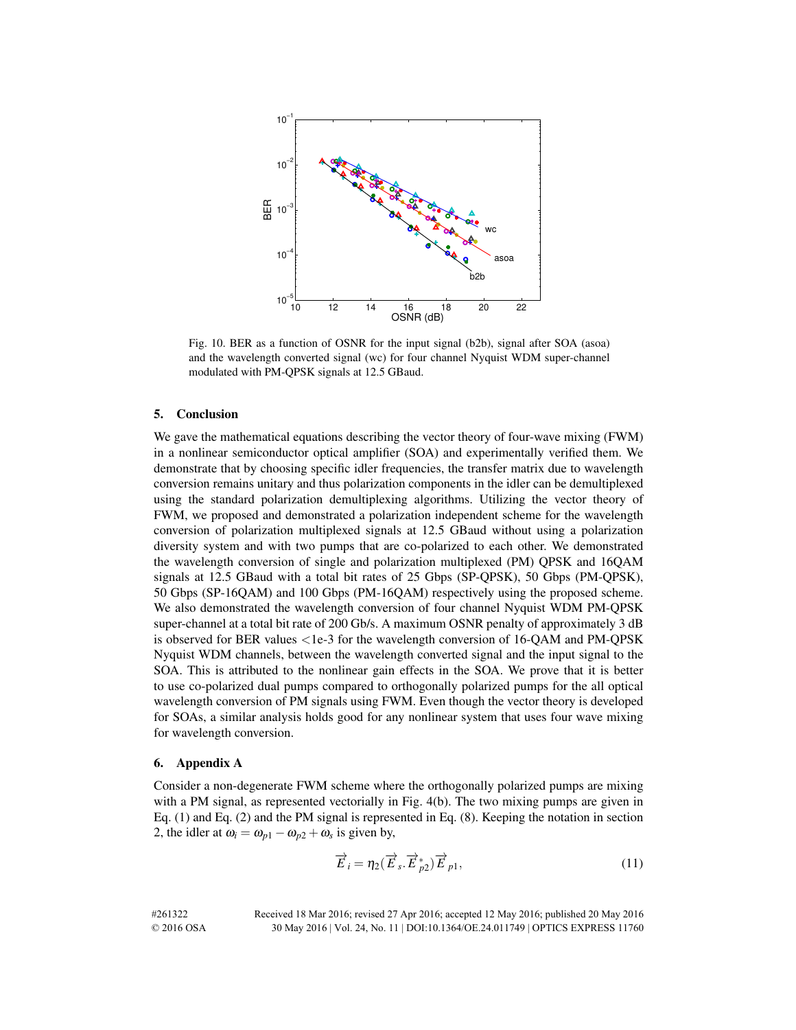10⁻¹

10⁻²

10⁻³

10⁻⁴

10⁻⁵

BER

10 12 14 16 18 20 22

OSNR (dB)

wc

asoa

b2b

Fig. 10. BER as a function of OSNR for the input signal (b2b), signal after SOA (asoa) and the wavelength converted signal (wc) for four channel Nyquist WDM super-channel modulated with PM-QPSK signals at 12.5 GBaud.

## 5. Conclusion

We gave the mathematical equations describing the vector theory of four-wave mixing (FWM) in a nonlinear semiconductor optical amplifier (SOA) and experimentally verified them. We demonstrate that by choosing specific idler frequencies, the transfer matrix due to wavelength conversion remains unitary and thus polarization components in the idler can be demultiplexed using the standard polarization demultiplexing algorithms. Utilizing the vector theory of FWM, we proposed and demonstrated a polarization independent scheme for the wavelength conversion of polarization multiplexed signals at 12.5 GBaud without using a polarization diversity system and with two pumps that are co-polarized to each other. We demonstrated the wavelength conversion of single and polarization multiplexed (PM) QPSK and 16QAM signals at 12.5 GBaud with a total bit rates of 25 Gbps (SP-QPSK), 50 Gbps (PM-QPSK), 50 Gbps (SP-16QAM) and 100 Gbps (PM-16QAM) respectively using the proposed scheme. We also demonstrated the wavelength conversion of four channel Nyquist WDM PM-QPSK super-channel at a total bit rate of 200 Gb/s. A maximum OSNR penalty of approximately 3 dB is observed for BER values <1e-3 for the wavelength conversion of 16-QAM and PM-QPSK Nyquist WDM channels, between the wavelength converted signal and the input signal to the SOA. This is attributed to the nonlinear gain effects in the SOA. We prove that it is better to use co-polarized dual pumps compared to orthogonally polarized pumps for the all optical wavelength conversion of PM signals using FWM. Even though the vector theory is developed for SOAs, a similar analysis holds good for any nonlinear system that uses four wave mixing for wavelength conversion.

## 6. Appendix A

Consider a non-degenerate FWM scheme where the orthogonally polarized pumps are mixing with a PM signal, as represented vectorially in Fig. 4(b). The two mixing pumps are given in Eq. (1) and Eq. (2) and the PM signal is represented in Eq. (8). Keeping the notation in section 2, the idler at $\omega_i = \omega_{p1} - \omega_{p2} + \omega_s$ is given by,

$$\vec{E}_i = \eta_2(\vec{E}_s.\vec{E}^*_{p2})\vec{E}_{p1}, \tag{11}$$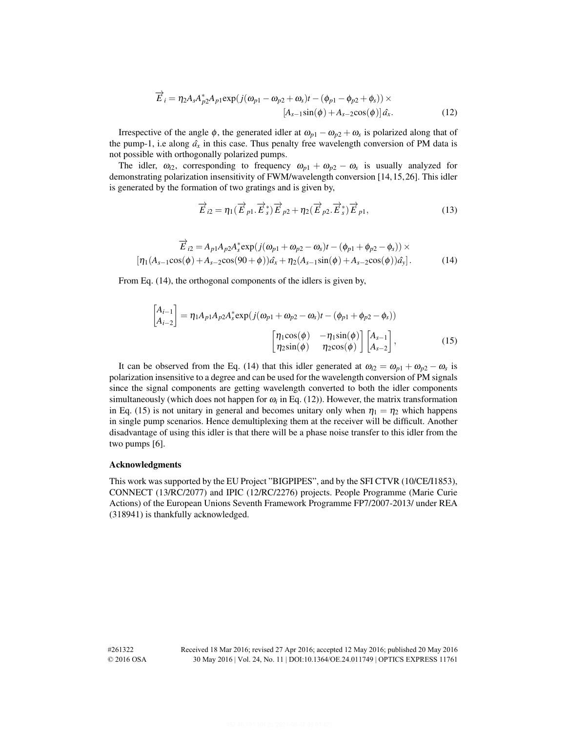$$\overrightarrow{E}_i = \eta_2 A_s A_{p2}^* A_{p1} \exp(j(\omega_{p1} - \omega_{p2} + \omega_s)t - (\phi_{p1} - \phi_{p2} + \phi_s)) \times [A_{s-1}\sin(\phi) + A_{s-2}\cos(\phi)]\,\hat{a_x}. \quad (12)$$

Irrespective of the angle $\phi$, the generated idler at $\omega_{p1} - \omega_{p2} + \omega_s$ is polarized along that of the pump-1, i.e along $\hat{a_x}$ in this case. Thus penalty free wavelength conversion of PM data is not possible with orthogonally polarized pumps.

The idler, $\omega_{i2}$, corresponding to frequency $\omega_{p1} + \omega_{p2} - \omega_s$ is usually analyzed for demonstrating polarization insensitivity of FWM/wavelength conversion [14,15,26]. This idler is generated by the formation of two gratings and is given by,

$$\overrightarrow{E}_{i2} = \eta_1(\overrightarrow{E}_{p1}.\overrightarrow{E}_s^*)\overrightarrow{E}_{p2} + \eta_2(\overrightarrow{E}_{p2}.\overrightarrow{E}_s^*)\overrightarrow{E}_{p1}, \quad (13)$$

$$\overrightarrow{E}_{i2} = A_{p1}A_{p2}A_s^* \exp(j(\omega_{p1} + \omega_{p2} - \omega_s)t - (\phi_{p1} + \phi_{p2} - \phi_s)) \times [\eta_1(A_{s-1}\cos(\phi) + A_{s-2}\cos(90+\phi))\hat{a_x} + \eta_2(A_{s-1}\sin(\phi) + A_{s-2}\cos(\phi))\hat{a_y}]. \quad (14)$$

From Eq. (14), the orthogonal components of the idlers is given by,

$$\begin{bmatrix} A_{i-1} \\ A_{i-2} \end{bmatrix} = \eta_1 A_{p1} A_{p2} A_s^* \exp(j(\omega_{p1} + \omega_{p2} - \omega_s)t - (\phi_{p1} + \phi_{p2} - \phi_s)) \begin{bmatrix} \eta_1\cos(\phi) & -\eta_1\sin(\phi) \\ \eta_2\sin(\phi) & \eta_2\cos(\phi) \end{bmatrix} \begin{bmatrix} A_{s-1} \\ A_{s-2} \end{bmatrix}, \quad (15)$$

It can be observed from the Eq. (14) that this idler generated at $\omega_{i2} = \omega_{p1} + \omega_{p2} - \omega_s$ is polarization insensitive to a degree and can be used for the wavelength conversion of PM signals since the signal components are getting wavelength converted to both the idler components simultaneously (which does not happen for $\omega_i$ in Eq. (12)). However, the matrix transformation in Eq. (15) is not unitary in general and becomes unitary only when $\eta_1 = \eta_2$ which happens in single pump scenarios. Hence demultiplexing them at the receiver will be difficult. Another disadvantage of using this idler is that there will be a phase noise transfer to this idler from the two pumps [6].

### Acknowledgments

This work was supported by the EU Project "BIGPIPES", and by the SFI CTVR (10/CE/I1853), CONNECT (13/RC/2077) and IPIC (12/RC/2276) projects. People Programme (Marie Curie Actions) of the European Unions Seventh Framework Programme FP7/2007-2013/ under REA (318941) is thankfully acknowledged.